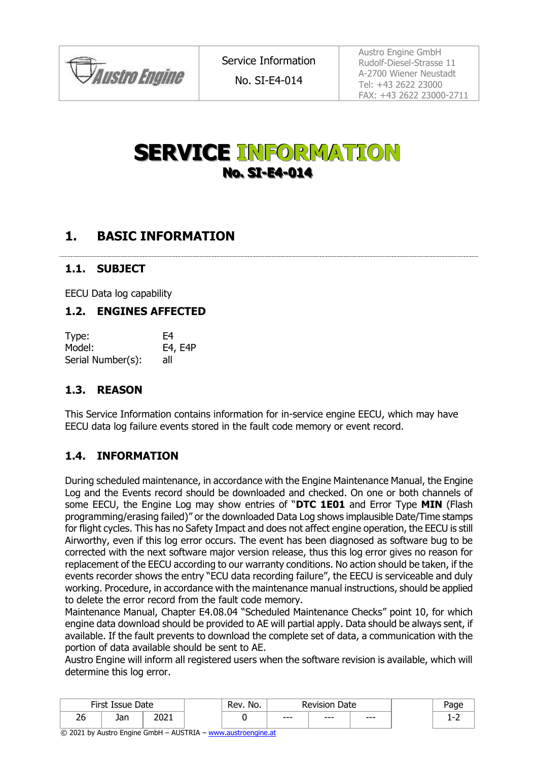| Austro Engine | Service Information<br>No. SI-E4-014 | Austro Engine GmbH<br>Rudolf-Diesel-Strasse 11<br>A-2700 Wiener Neustadt<br>Tel: +43 2622 23000<br>FAX: +43 2622 23000-2711 |
|---|---|---|

# SERVICE INFORMATION
## No. SI-E4-014

## 1. BASIC INFORMATION

### 1.1. SUBJECT

EECU Data log capability

### 1.2. ENGINES AFFECTED

| | |
|---|---|
| Type: | E4 |
| Model: | E4, E4P |
| Serial Number(s): | all |

### 1.3. REASON

This Service Information contains information for in-service engine EECU, which may have EECU data log failure events stored in the fault code memory or event record.

### 1.4. INFORMATION

During scheduled maintenance, in accordance with the Engine Maintenance Manual, the Engine Log and the Events record should be downloaded and checked. On one or both channels of some EECU, the Engine Log may show entries of "**DTC 1E01** and Error Type **MIN** (Flash programming/erasing failed)" or the downloaded Data Log shows implausible Date/Time stamps for flight cycles. This has no Safety Impact and does not affect engine operation, the EECU is still Airworthy, even if this log error occurs. The event has been diagnosed as software bug to be corrected with the next software major version release, thus this log error gives no reason for replacement of the EECU according to our warranty conditions. No action should be taken, if the events recorder shows the entry "ECU data recording failure", the EECU is serviceable and duly working. Procedure, in accordance with the maintenance manual instructions, should be applied to delete the error record from the fault code memory.
Maintenance Manual, Chapter E4.08.04 "Scheduled Maintenance Checks" point 10, for which engine data download should be provided to AE will partial apply. Data should be always sent, if available. If the fault prevents to download the complete set of data, a communication with the portion of data available should be sent to AE.
Austro Engine will inform all registered users when the software revision is available, which will determine this log error.

| First Issue Date | | | | Rev. No. | Revision Date | | | | Page |
|---|---|---|---|---|---|---|---|---|---|
| 26 | Jan | 2021 | | 0 | --- | --- | --- | | 1-2 |

© 2021 by Austro Engine GmbH – AUSTRIA – www.austroengine.at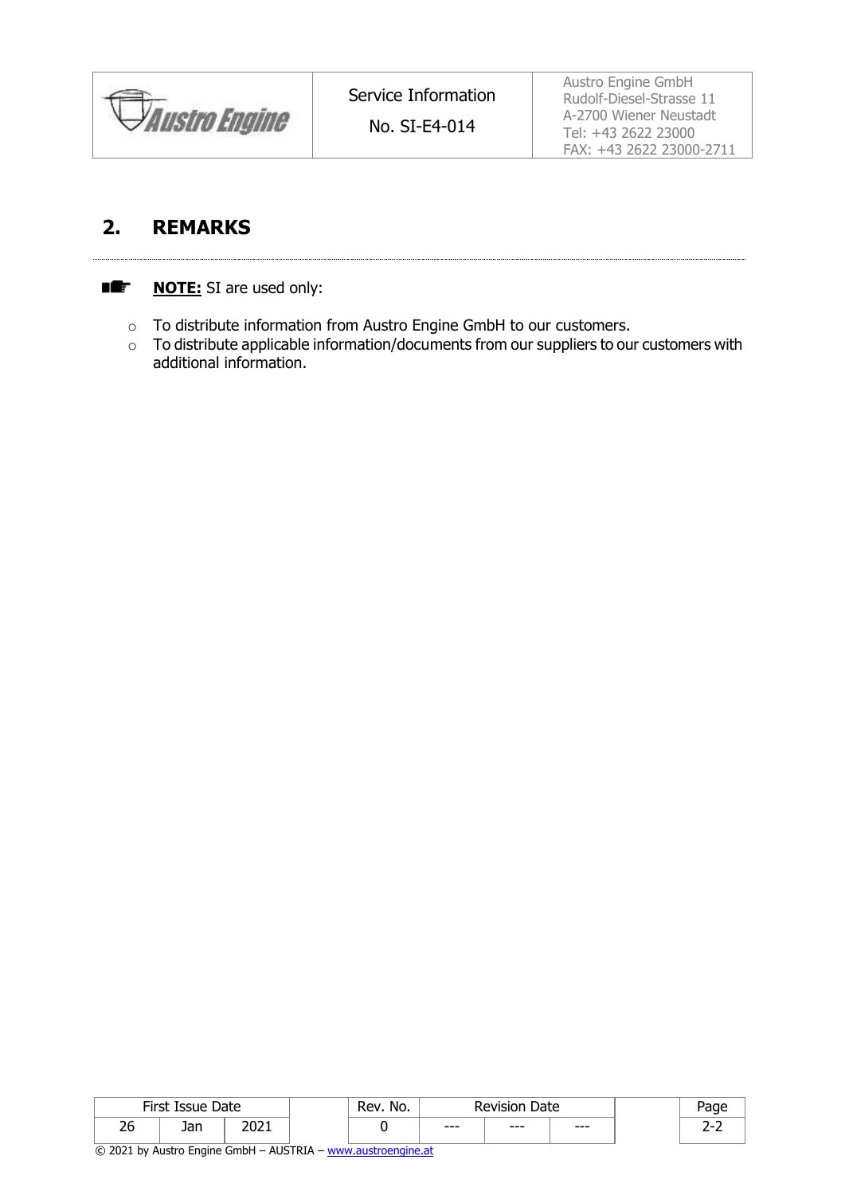## 2. REMARKS

**NOTE:** SI are used only:

- To distribute information from Austro Engine GmbH to our customers.
- To distribute applicable information/documents from our suppliers to our customers with additional information.